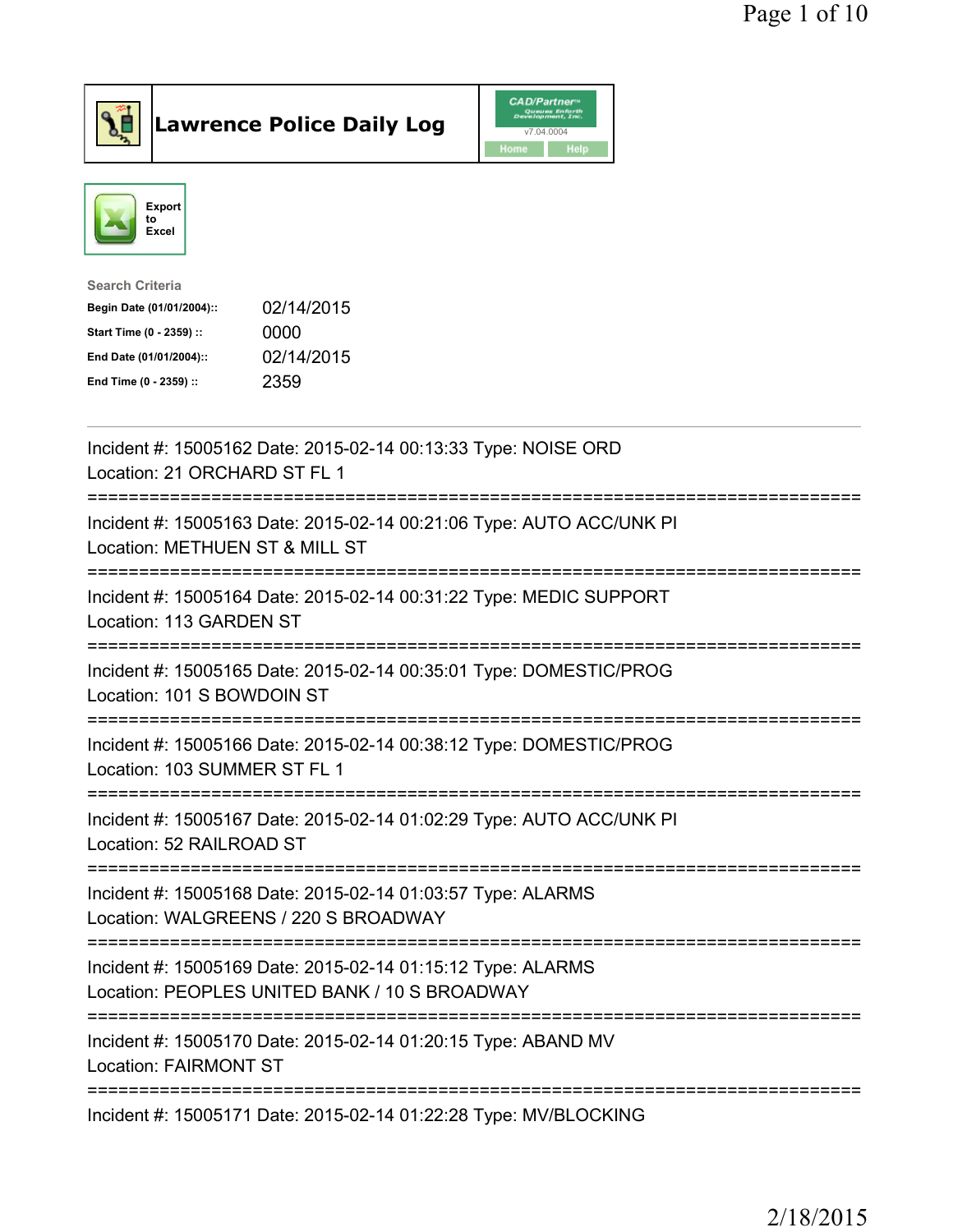# Lawrence Police Daily Log

Export to Excel

**Search Criteria**

| | |
|---|---|
| **Begin Date (01/01/2004)::** | 02/14/2015 |
| **Start Time (0 - 2359) ::** | 0000 |
| **End Date (01/01/2004)::** | 02/14/2015 |
| **End Time (0 - 2359) ::** | 2359 |

---

Incident #: 15005162 Date: 2015-02-14 00:13:33 Type: NOISE ORD
Location: 21 ORCHARD ST FL 1

===========================================================================

Incident #: 15005163 Date: 2015-02-14 00:21:06 Type: AUTO ACC/UNK PI
Location: METHUEN ST & MILL ST

===========================================================================

Incident #: 15005164 Date: 2015-02-14 00:31:22 Type: MEDIC SUPPORT
Location: 113 GARDEN ST

===========================================================================

Incident #: 15005165 Date: 2015-02-14 00:35:01 Type: DOMESTIC/PROG
Location: 101 S BOWDOIN ST

===========================================================================

Incident #: 15005166 Date: 2015-02-14 00:38:12 Type: DOMESTIC/PROG
Location: 103 SUMMER ST FL 1

===========================================================================

Incident #: 15005167 Date: 2015-02-14 01:02:29 Type: AUTO ACC/UNK PI
Location: 52 RAILROAD ST

===========================================================================

Incident #: 15005168 Date: 2015-02-14 01:03:57 Type: ALARMS
Location: WALGREENS / 220 S BROADWAY

===========================================================================

Incident #: 15005169 Date: 2015-02-14 01:15:12 Type: ALARMS
Location: PEOPLES UNITED BANK / 10 S BROADWAY

===========================================================================

Incident #: 15005170 Date: 2015-02-14 01:20:15 Type: ABAND MV
Location: FAIRMONT ST

===========================================================================

Incident #: 15005171 Date: 2015-02-14 01:22:28 Type: MV/BLOCKING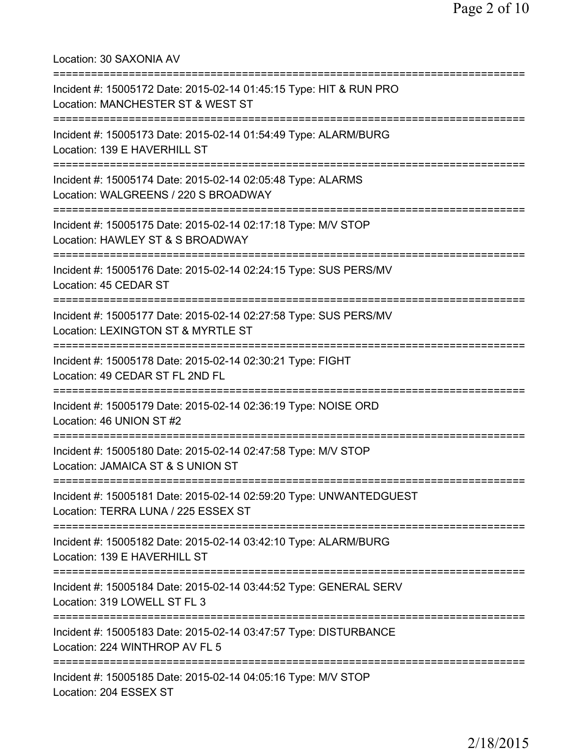Location: 30 SAXONIA AV

===========================================================================

Incident #: 15005172 Date: 2015-02-14 01:45:15 Type: HIT & RUN PRO
Location: MANCHESTER ST & WEST ST

===========================================================================

Incident #: 15005173 Date: 2015-02-14 01:54:49 Type: ALARM/BURG
Location: 139 E HAVERHILL ST

===========================================================================

Incident #: 15005174 Date: 2015-02-14 02:05:48 Type: ALARMS
Location: WALGREENS / 220 S BROADWAY

===========================================================================

Incident #: 15005175 Date: 2015-02-14 02:17:18 Type: M/V STOP
Location: HAWLEY ST & S BROADWAY

===========================================================================

Incident #: 15005176 Date: 2015-02-14 02:24:15 Type: SUS PERS/MV
Location: 45 CEDAR ST

===========================================================================

Incident #: 15005177 Date: 2015-02-14 02:27:58 Type: SUS PERS/MV
Location: LEXINGTON ST & MYRTLE ST

===========================================================================

Incident #: 15005178 Date: 2015-02-14 02:30:21 Type: FIGHT
Location: 49 CEDAR ST FL 2ND FL

===========================================================================

Incident #: 15005179 Date: 2015-02-14 02:36:19 Type: NOISE ORD
Location: 46 UNION ST #2

===========================================================================

Incident #: 15005180 Date: 2015-02-14 02:47:58 Type: M/V STOP
Location: JAMAICA ST & S UNION ST

===========================================================================

Incident #: 15005181 Date: 2015-02-14 02:59:20 Type: UNWANTEDGUEST
Location: TERRA LUNA / 225 ESSEX ST

===========================================================================

Incident #: 15005182 Date: 2015-02-14 03:42:10 Type: ALARM/BURG
Location: 139 E HAVERHILL ST

===========================================================================

Incident #: 15005184 Date: 2015-02-14 03:44:52 Type: GENERAL SERV
Location: 319 LOWELL ST FL 3

===========================================================================

Incident #: 15005183 Date: 2015-02-14 03:47:57 Type: DISTURBANCE
Location: 224 WINTHROP AV FL 5

===========================================================================

Incident #: 15005185 Date: 2015-02-14 04:05:16 Type: M/V STOP
Location: 204 ESSEX ST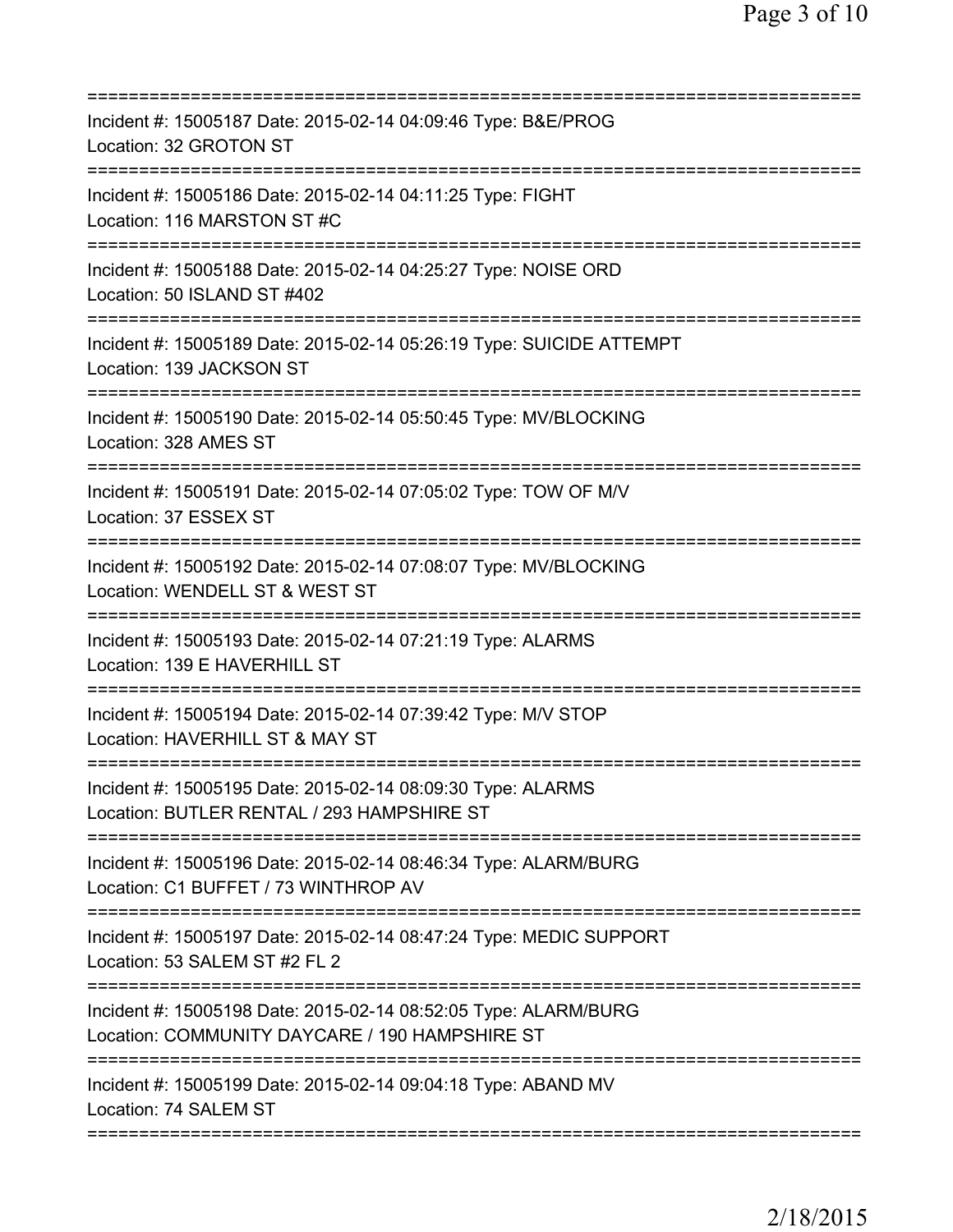Incident #: 15005187 Date: 2015-02-14 04:09:46 Type: B&E/PROG
Location: 32 GROTON ST

Incident #: 15005186 Date: 2015-02-14 04:11:25 Type: FIGHT
Location: 116 MARSTON ST #C

Incident #: 15005188 Date: 2015-02-14 04:25:27 Type: NOISE ORD
Location: 50 ISLAND ST #402

Incident #: 15005189 Date: 2015-02-14 05:26:19 Type: SUICIDE ATTEMPT
Location: 139 JACKSON ST

Incident #: 15005190 Date: 2015-02-14 05:50:45 Type: MV/BLOCKING
Location: 328 AMES ST

Incident #: 15005191 Date: 2015-02-14 07:05:02 Type: TOW OF M/V
Location: 37 ESSEX ST

Incident #: 15005192 Date: 2015-02-14 07:08:07 Type: MV/BLOCKING
Location: WENDELL ST & WEST ST

Incident #: 15005193 Date: 2015-02-14 07:21:19 Type: ALARMS
Location: 139 E HAVERHILL ST

Incident #: 15005194 Date: 2015-02-14 07:39:42 Type: M/V STOP
Location: HAVERHILL ST & MAY ST

Incident #: 15005195 Date: 2015-02-14 08:09:30 Type: ALARMS
Location: BUTLER RENTAL / 293 HAMPSHIRE ST

Incident #: 15005196 Date: 2015-02-14 08:46:34 Type: ALARM/BURG
Location: C1 BUFFET / 73 WINTHROP AV

Incident #: 15005197 Date: 2015-02-14 08:47:24 Type: MEDIC SUPPORT
Location: 53 SALEM ST #2 FL 2

Incident #: 15005198 Date: 2015-02-14 08:52:05 Type: ALARM/BURG
Location: COMMUNITY DAYCARE / 190 HAMPSHIRE ST

Incident #: 15005199 Date: 2015-02-14 09:04:18 Type: ABAND MV
Location: 74 SALEM ST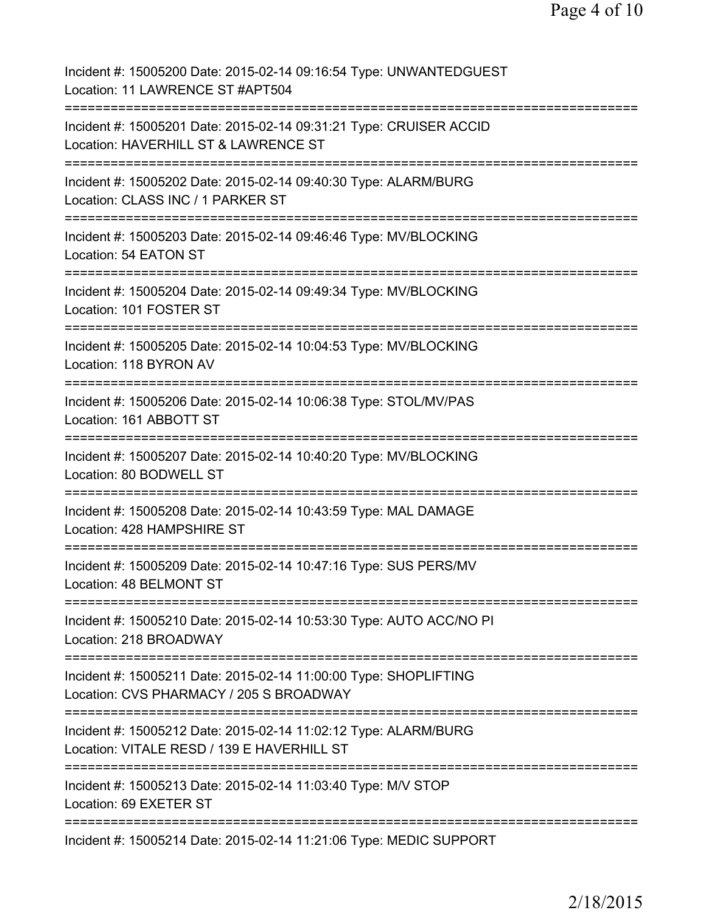Incident #: 15005200 Date: 2015-02-14 09:16:54 Type: UNWANTEDGUEST
Location: 11 LAWRENCE ST #APT504

===========================================================================

Incident #: 15005201 Date: 2015-02-14 09:31:21 Type: CRUISER ACCID
Location: HAVERHILL ST & LAWRENCE ST

===========================================================================

Incident #: 15005202 Date: 2015-02-14 09:40:30 Type: ALARM/BURG
Location: CLASS INC / 1 PARKER ST

===========================================================================

Incident #: 15005203 Date: 2015-02-14 09:46:46 Type: MV/BLOCKING
Location: 54 EATON ST

===========================================================================

Incident #: 15005204 Date: 2015-02-14 09:49:34 Type: MV/BLOCKING
Location: 101 FOSTER ST

===========================================================================

Incident #: 15005205 Date: 2015-02-14 10:04:53 Type: MV/BLOCKING
Location: 118 BYRON AV

===========================================================================

Incident #: 15005206 Date: 2015-02-14 10:06:38 Type: STOL/MV/PAS
Location: 161 ABBOTT ST

===========================================================================

Incident #: 15005207 Date: 2015-02-14 10:40:20 Type: MV/BLOCKING
Location: 80 BODWELL ST

===========================================================================

Incident #: 15005208 Date: 2015-02-14 10:43:59 Type: MAL DAMAGE
Location: 428 HAMPSHIRE ST

===========================================================================

Incident #: 15005209 Date: 2015-02-14 10:47:16 Type: SUS PERS/MV
Location: 48 BELMONT ST

===========================================================================

Incident #: 15005210 Date: 2015-02-14 10:53:30 Type: AUTO ACC/NO PI
Location: 218 BROADWAY

===========================================================================

Incident #: 15005211 Date: 2015-02-14 11:00:00 Type: SHOPLIFTING
Location: CVS PHARMACY / 205 S BROADWAY

===========================================================================

Incident #: 15005212 Date: 2015-02-14 11:02:12 Type: ALARM/BURG
Location: VITALE RESD / 139 E HAVERHILL ST

===========================================================================

Incident #: 15005213 Date: 2015-02-14 11:03:40 Type: M/V STOP
Location: 69 EXETER ST

===========================================================================

Incident #: 15005214 Date: 2015-02-14 11:21:06 Type: MEDIC SUPPORT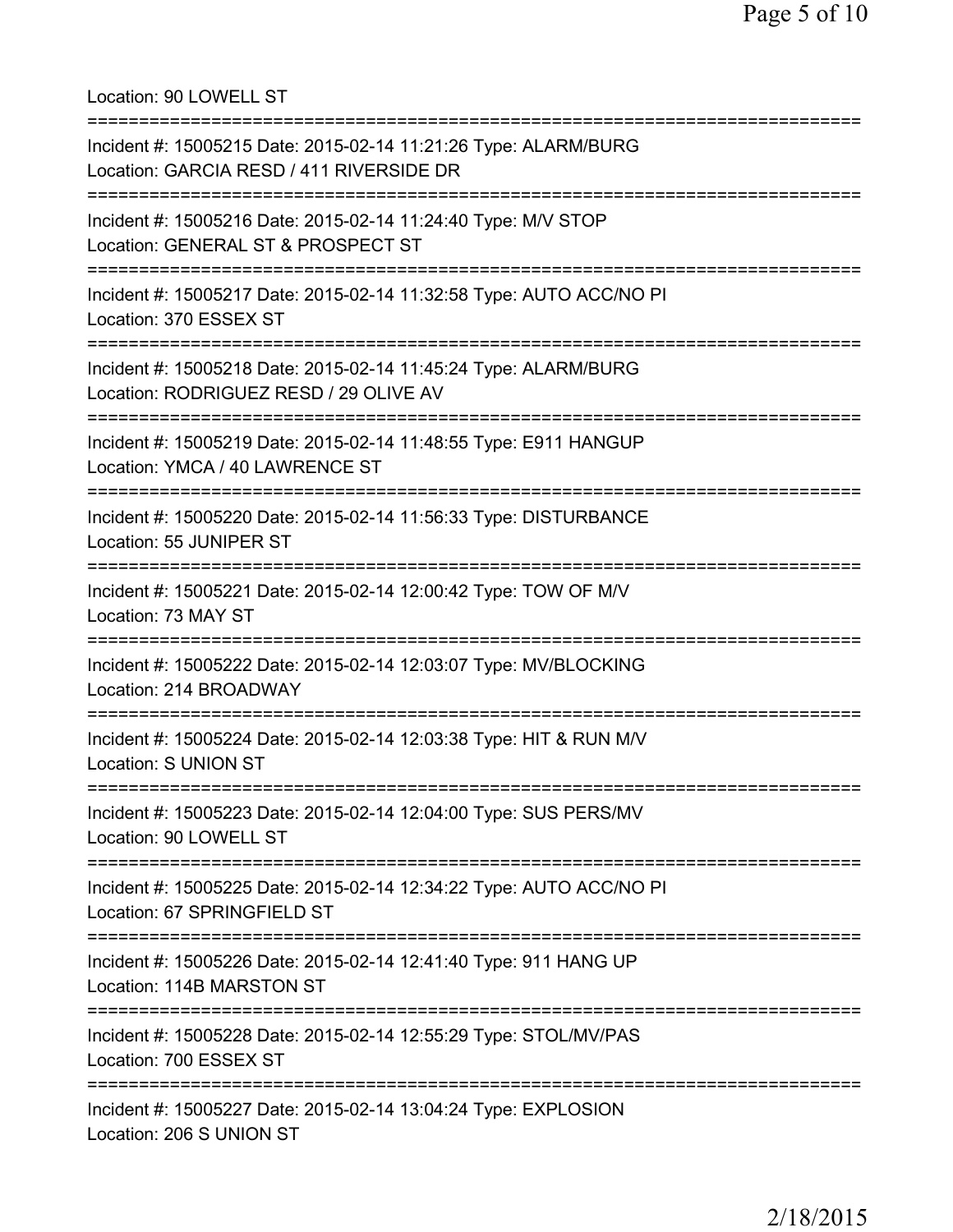Location: 90 LOWELL ST

===========================================================================

Incident #: 15005215 Date: 2015-02-14 11:21:26 Type: ALARM/BURG
Location: GARCIA RESD / 411 RIVERSIDE DR

===========================================================================

Incident #: 15005216 Date: 2015-02-14 11:24:40 Type: M/V STOP
Location: GENERAL ST & PROSPECT ST

===========================================================================

Incident #: 15005217 Date: 2015-02-14 11:32:58 Type: AUTO ACC/NO PI
Location: 370 ESSEX ST

===========================================================================

Incident #: 15005218 Date: 2015-02-14 11:45:24 Type: ALARM/BURG
Location: RODRIGUEZ RESD / 29 OLIVE AV

===========================================================================

Incident #: 15005219 Date: 2015-02-14 11:48:55 Type: E911 HANGUP
Location: YMCA / 40 LAWRENCE ST

===========================================================================

Incident #: 15005220 Date: 2015-02-14 11:56:33 Type: DISTURBANCE
Location: 55 JUNIPER ST

===========================================================================

Incident #: 15005221 Date: 2015-02-14 12:00:42 Type: TOW OF M/V
Location: 73 MAY ST

===========================================================================

Incident #: 15005222 Date: 2015-02-14 12:03:07 Type: MV/BLOCKING
Location: 214 BROADWAY

===========================================================================

Incident #: 15005224 Date: 2015-02-14 12:03:38 Type: HIT & RUN M/V
Location: S UNION ST

===========================================================================

Incident #: 15005223 Date: 2015-02-14 12:04:00 Type: SUS PERS/MV
Location: 90 LOWELL ST

===========================================================================

Incident #: 15005225 Date: 2015-02-14 12:34:22 Type: AUTO ACC/NO PI
Location: 67 SPRINGFIELD ST

===========================================================================

Incident #: 15005226 Date: 2015-02-14 12:41:40 Type: 911 HANG UP
Location: 114B MARSTON ST

===========================================================================

Incident #: 15005228 Date: 2015-02-14 12:55:29 Type: STOL/MV/PAS
Location: 700 ESSEX ST

===========================================================================

Incident #: 15005227 Date: 2015-02-14 13:04:24 Type: EXPLOSION
Location: 206 S UNION ST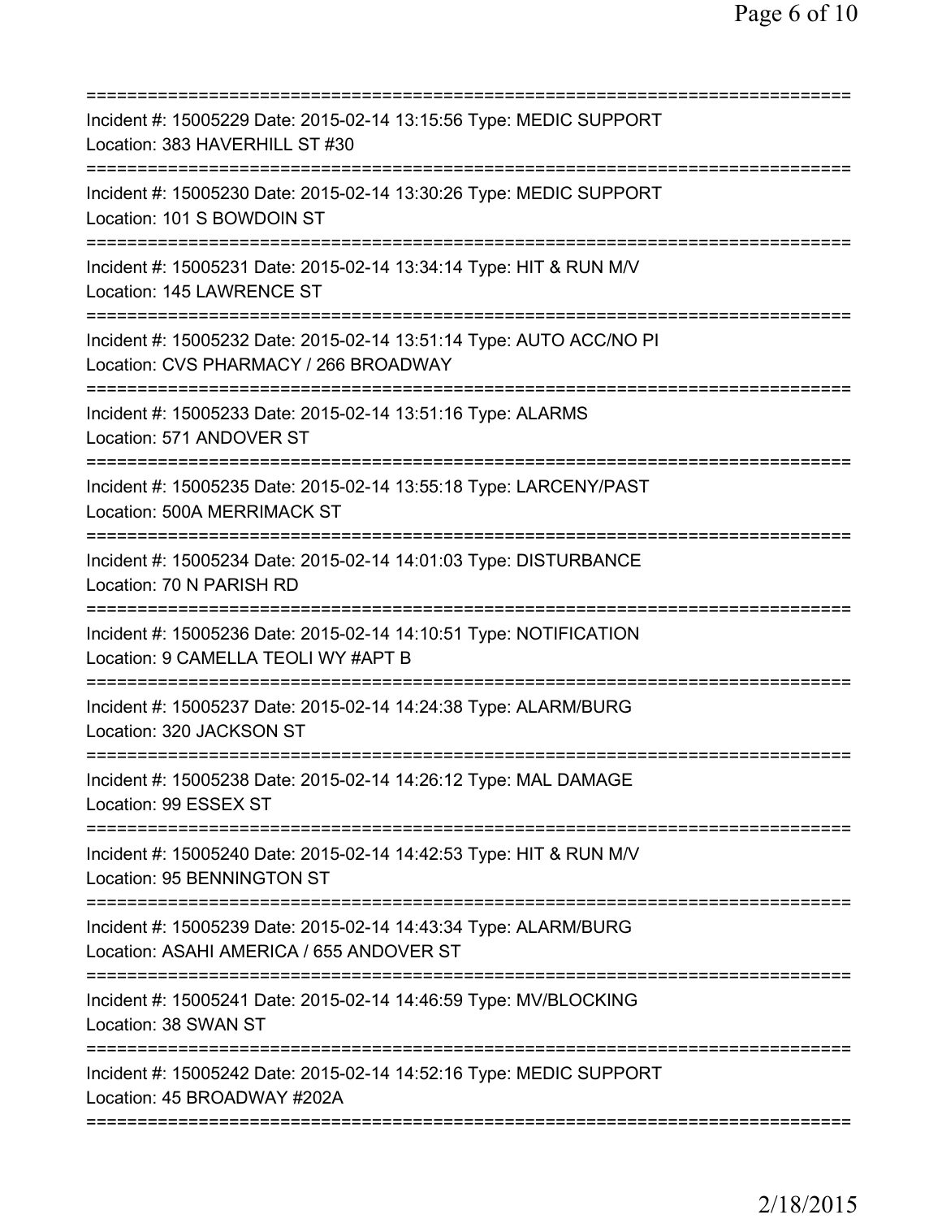===========================================================================
Incident #: 15005229 Date: 2015-02-14 13:15:56 Type: MEDIC SUPPORT
Location: 383 HAVERHILL ST #30
===========================================================================
Incident #: 15005230 Date: 2015-02-14 13:30:26 Type: MEDIC SUPPORT
Location: 101 S BOWDOIN ST
===========================================================================
Incident #: 15005231 Date: 2015-02-14 13:34:14 Type: HIT & RUN M/V
Location: 145 LAWRENCE ST
===========================================================================
Incident #: 15005232 Date: 2015-02-14 13:51:14 Type: AUTO ACC/NO PI
Location: CVS PHARMACY / 266 BROADWAY
===========================================================================
Incident #: 15005233 Date: 2015-02-14 13:51:16 Type: ALARMS
Location: 571 ANDOVER ST
===========================================================================
Incident #: 15005235 Date: 2015-02-14 13:55:18 Type: LARCENY/PAST
Location: 500A MERRIMACK ST
===========================================================================
Incident #: 15005234 Date: 2015-02-14 14:01:03 Type: DISTURBANCE
Location: 70 N PARISH RD
===========================================================================
Incident #: 15005236 Date: 2015-02-14 14:10:51 Type: NOTIFICATION
Location: 9 CAMELLA TEOLI WY #APT B
===========================================================================
Incident #: 15005237 Date: 2015-02-14 14:24:38 Type: ALARM/BURG
Location: 320 JACKSON ST
===========================================================================
Incident #: 15005238 Date: 2015-02-14 14:26:12 Type: MAL DAMAGE
Location: 99 ESSEX ST
===========================================================================
Incident #: 15005240 Date: 2015-02-14 14:42:53 Type: HIT & RUN M/V
Location: 95 BENNINGTON ST
===========================================================================
Incident #: 15005239 Date: 2015-02-14 14:43:34 Type: ALARM/BURG
Location: ASAHI AMERICA / 655 ANDOVER ST
===========================================================================
Incident #: 15005241 Date: 2015-02-14 14:46:59 Type: MV/BLOCKING
Location: 38 SWAN ST
===========================================================================
Incident #: 15005242 Date: 2015-02-14 14:52:16 Type: MEDIC SUPPORT
Location: 45 BROADWAY #202A
===========================================================================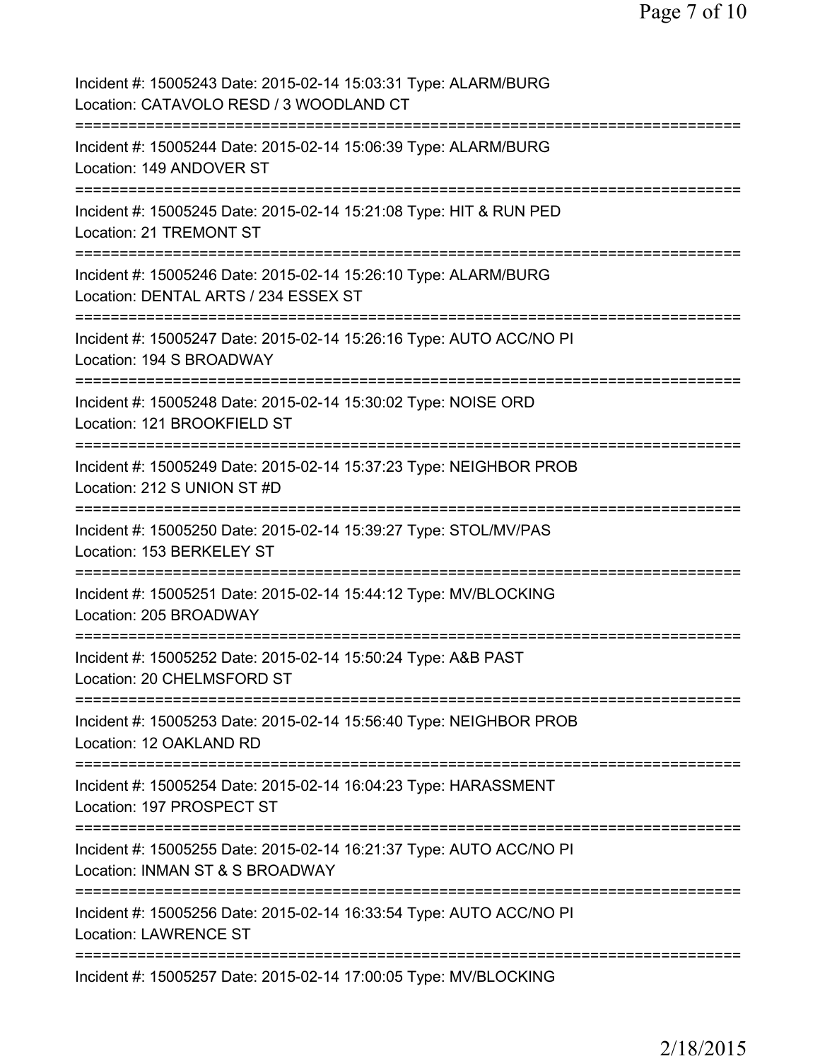Incident #: 15005243 Date: 2015-02-14 15:03:31 Type: ALARM/BURG
Location: CATAVOLO RESD / 3 WOODLAND CT

===========================================================================

Incident #: 15005244 Date: 2015-02-14 15:06:39 Type: ALARM/BURG
Location: 149 ANDOVER ST

===========================================================================

Incident #: 15005245 Date: 2015-02-14 15:21:08 Type: HIT & RUN PED
Location: 21 TREMONT ST

===========================================================================

Incident #: 15005246 Date: 2015-02-14 15:26:10 Type: ALARM/BURG
Location: DENTAL ARTS / 234 ESSEX ST

===========================================================================

Incident #: 15005247 Date: 2015-02-14 15:26:16 Type: AUTO ACC/NO PI
Location: 194 S BROADWAY

===========================================================================

Incident #: 15005248 Date: 2015-02-14 15:30:02 Type: NOISE ORD
Location: 121 BROOKFIELD ST

===========================================================================

Incident #: 15005249 Date: 2015-02-14 15:37:23 Type: NEIGHBOR PROB
Location: 212 S UNION ST #D

===========================================================================

Incident #: 15005250 Date: 2015-02-14 15:39:27 Type: STOL/MV/PAS
Location: 153 BERKELEY ST

===========================================================================

Incident #: 15005251 Date: 2015-02-14 15:44:12 Type: MV/BLOCKING
Location: 205 BROADWAY

===========================================================================

Incident #: 15005252 Date: 2015-02-14 15:50:24 Type: A&B PAST
Location: 20 CHELMSFORD ST

===========================================================================

Incident #: 15005253 Date: 2015-02-14 15:56:40 Type: NEIGHBOR PROB
Location: 12 OAKLAND RD

===========================================================================

Incident #: 15005254 Date: 2015-02-14 16:04:23 Type: HARASSMENT
Location: 197 PROSPECT ST

===========================================================================

Incident #: 15005255 Date: 2015-02-14 16:21:37 Type: AUTO ACC/NO PI
Location: INMAN ST & S BROADWAY

===========================================================================

Incident #: 15005256 Date: 2015-02-14 16:33:54 Type: AUTO ACC/NO PI
Location: LAWRENCE ST

===========================================================================

Incident #: 15005257 Date: 2015-02-14 17:00:05 Type: MV/BLOCKING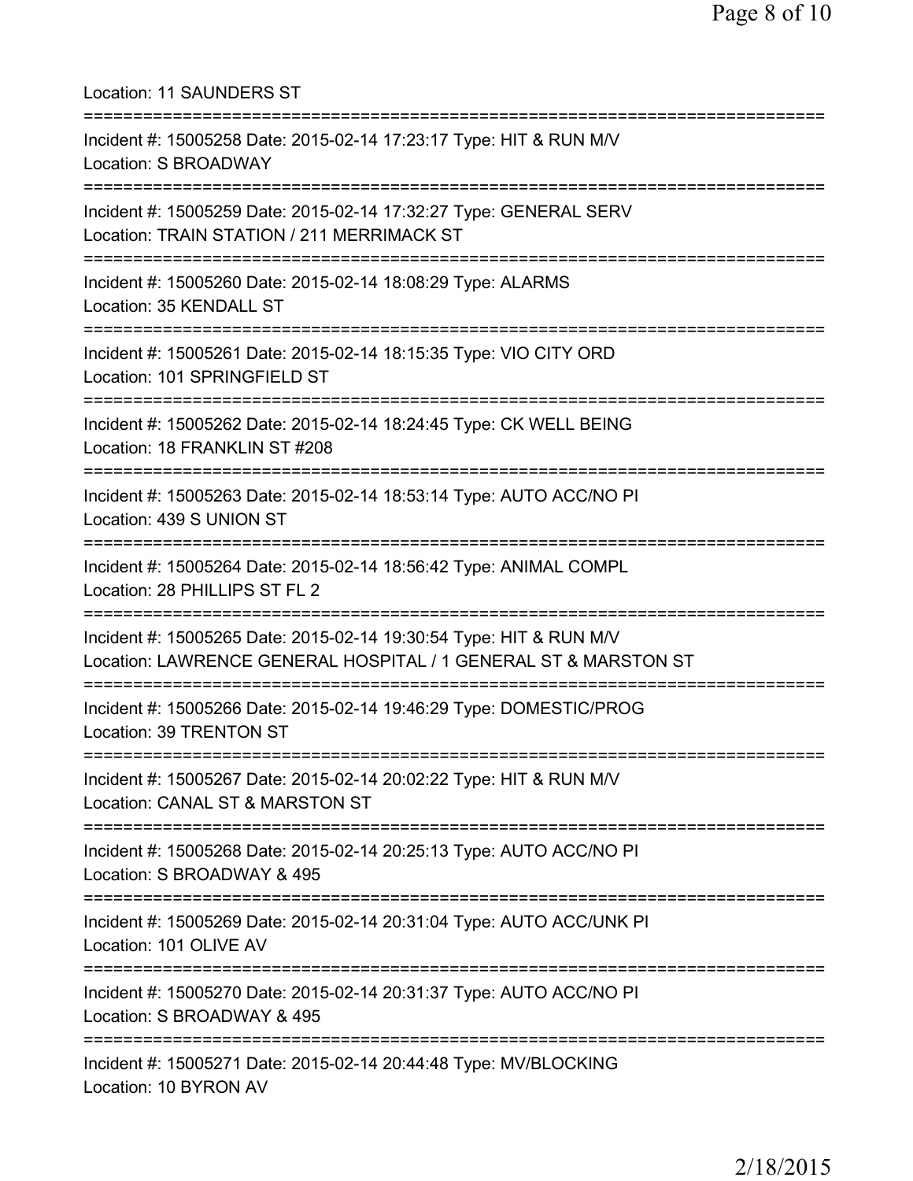Location: 11 SAUNDERS ST

===========================================================================

Incident #: 15005258 Date: 2015-02-14 17:23:17 Type: HIT & RUN M/V
Location: S BROADWAY

===========================================================================

Incident #: 15005259 Date: 2015-02-14 17:32:27 Type: GENERAL SERV
Location: TRAIN STATION / 211 MERRIMACK ST

===========================================================================

Incident #: 15005260 Date: 2015-02-14 18:08:29 Type: ALARMS
Location: 35 KENDALL ST

===========================================================================

Incident #: 15005261 Date: 2015-02-14 18:15:35 Type: VIO CITY ORD
Location: 101 SPRINGFIELD ST

===========================================================================

Incident #: 15005262 Date: 2015-02-14 18:24:45 Type: CK WELL BEING
Location: 18 FRANKLIN ST #208

===========================================================================

Incident #: 15005263 Date: 2015-02-14 18:53:14 Type: AUTO ACC/NO PI
Location: 439 S UNION ST

===========================================================================

Incident #: 15005264 Date: 2015-02-14 18:56:42 Type: ANIMAL COMPL
Location: 28 PHILLIPS ST FL 2

===========================================================================

Incident #: 15005265 Date: 2015-02-14 19:30:54 Type: HIT & RUN M/V
Location: LAWRENCE GENERAL HOSPITAL / 1 GENERAL ST & MARSTON ST

===========================================================================

Incident #: 15005266 Date: 2015-02-14 19:46:29 Type: DOMESTIC/PROG
Location: 39 TRENTON ST

===========================================================================

Incident #: 15005267 Date: 2015-02-14 20:02:22 Type: HIT & RUN M/V
Location: CANAL ST & MARSTON ST

===========================================================================

Incident #: 15005268 Date: 2015-02-14 20:25:13 Type: AUTO ACC/NO PI
Location: S BROADWAY & 495

===========================================================================

Incident #: 15005269 Date: 2015-02-14 20:31:04 Type: AUTO ACC/UNK PI
Location: 101 OLIVE AV

===========================================================================

Incident #: 15005270 Date: 2015-02-14 20:31:37 Type: AUTO ACC/NO PI
Location: S BROADWAY & 495

===========================================================================

Incident #: 15005271 Date: 2015-02-14 20:44:48 Type: MV/BLOCKING
Location: 10 BYRON AV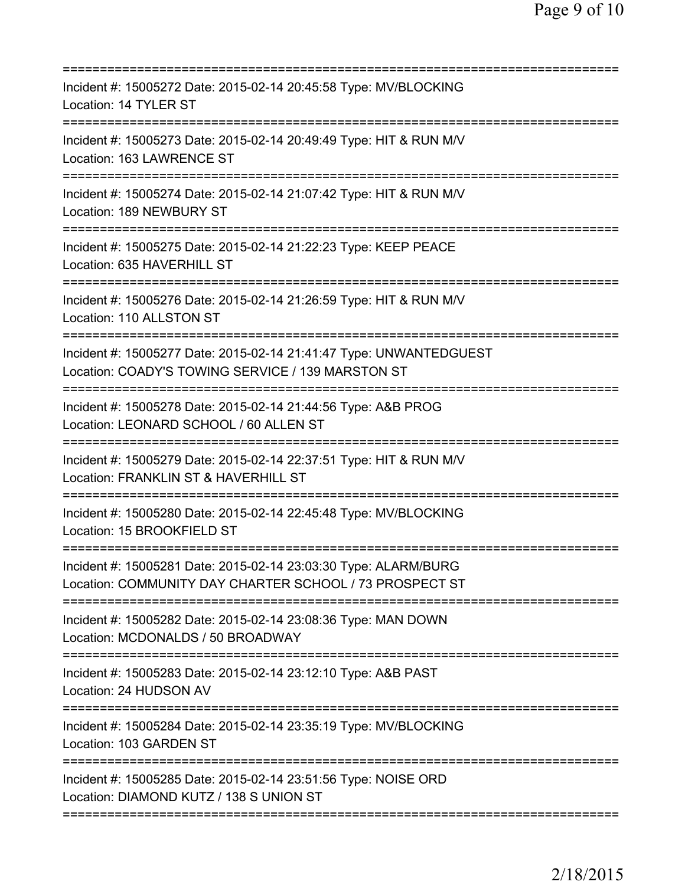==============================================================================
Incident #: 15005272 Date: 2015-02-14 20:45:58 Type: MV/BLOCKING
Location: 14 TYLER ST
==============================================================================
Incident #: 15005273 Date: 2015-02-14 20:49:49 Type: HIT & RUN M/V
Location: 163 LAWRENCE ST
==============================================================================
Incident #: 15005274 Date: 2015-02-14 21:07:42 Type: HIT & RUN M/V
Location: 189 NEWBURY ST
==============================================================================
Incident #: 15005275 Date: 2015-02-14 21:22:23 Type: KEEP PEACE
Location: 635 HAVERHILL ST
==============================================================================
Incident #: 15005276 Date: 2015-02-14 21:26:59 Type: HIT & RUN M/V
Location: 110 ALLSTON ST
==============================================================================
Incident #: 15005277 Date: 2015-02-14 21:41:47 Type: UNWANTEDGUEST
Location: COADY'S TOWING SERVICE / 139 MARSTON ST
==============================================================================
Incident #: 15005278 Date: 2015-02-14 21:44:56 Type: A&B PROG
Location: LEONARD SCHOOL / 60 ALLEN ST
==============================================================================
Incident #: 15005279 Date: 2015-02-14 22:37:51 Type: HIT & RUN M/V
Location: FRANKLIN ST & HAVERHILL ST
==============================================================================
Incident #: 15005280 Date: 2015-02-14 22:45:48 Type: MV/BLOCKING
Location: 15 BROOKFIELD ST
==============================================================================
Incident #: 15005281 Date: 2015-02-14 23:03:30 Type: ALARM/BURG
Location: COMMUNITY DAY CHARTER SCHOOL / 73 PROSPECT ST
==============================================================================
Incident #: 15005282 Date: 2015-02-14 23:08:36 Type: MAN DOWN
Location: MCDONALDS / 50 BROADWAY
==============================================================================
Incident #: 15005283 Date: 2015-02-14 23:12:10 Type: A&B PAST
Location: 24 HUDSON AV
==============================================================================
Incident #: 15005284 Date: 2015-02-14 23:35:19 Type: MV/BLOCKING
Location: 103 GARDEN ST
==============================================================================
Incident #: 15005285 Date: 2015-02-14 23:51:56 Type: NOISE ORD
Location: DIAMOND KUTZ / 138 S UNION ST
==============================================================================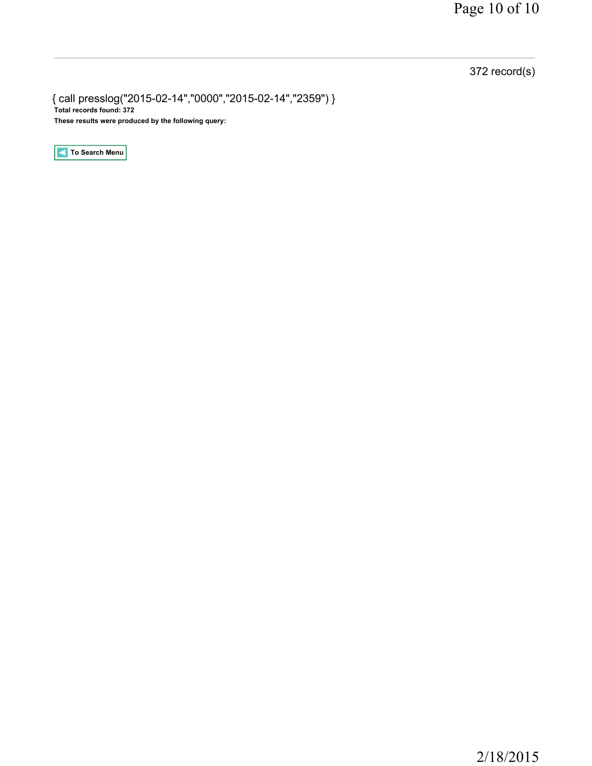372 record(s)

{ call presslog("2015-02-14","0000","2015-02-14","2359") }

**Total records found: 372**

**These results were produced by the following query:**

**To Search Menu**